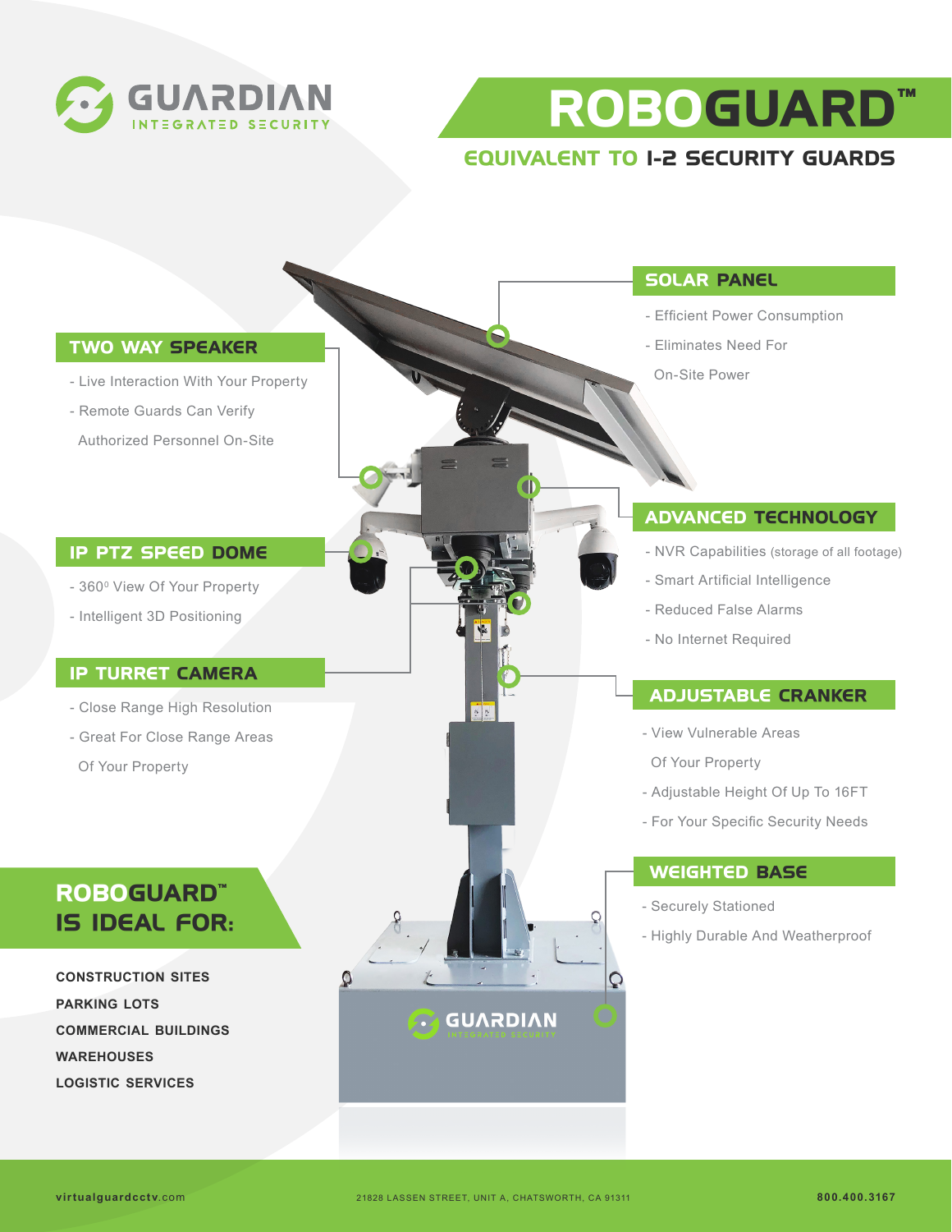# GUARDIAN INTEGRATED SECURITY

# ROBOGUARD™

## EQUIVALENT TO 1-2 SECURITY GUARDS

### TWO WAY SPEAKER

- Live Interaction With Your Property
- Remote Guards Can Verify Authorized Personnel On-Site

### IP PTZ SPEED DOME

- 360⁰ View Of Your Property
- Intelligent 3D Positioning

### IP TURRET CAMERA

- Close Range High Resolution
- Great For Close Range Areas Of Your Property

### SOLAR PANEL

- Efficient Power Consumption
- Eliminates Need For On-Site Power

### ADVANCED TECHNOLOGY

- NVR Capabilities (storage of all footage)
- Smart Artificial Intelligence
- Reduced False Alarms
- No Internet Required

### ADJUSTABLE CRANKER

- View Vulnerable Areas Of Your Property
- Adjustable Height Of Up To 16FT
- For Your Specific Security Needs

### WEIGHTED BASE

- Securely Stationed
- Highly Durable And Weatherproof

## ROBOGUARD™ IS IDEAL FOR:

**CONSTRUCTION SITES**
**PARKING LOTS**
**COMMERCIAL BUILDINGS**
**WAREHOUSES**
**LOGISTIC SERVICES**

GUARDIAN INTEGRATED SECURITY

virtualguardcctv.com  21828 LASSEN STREET, UNIT A, CHATSWORTH, CA 91311  800.400.3167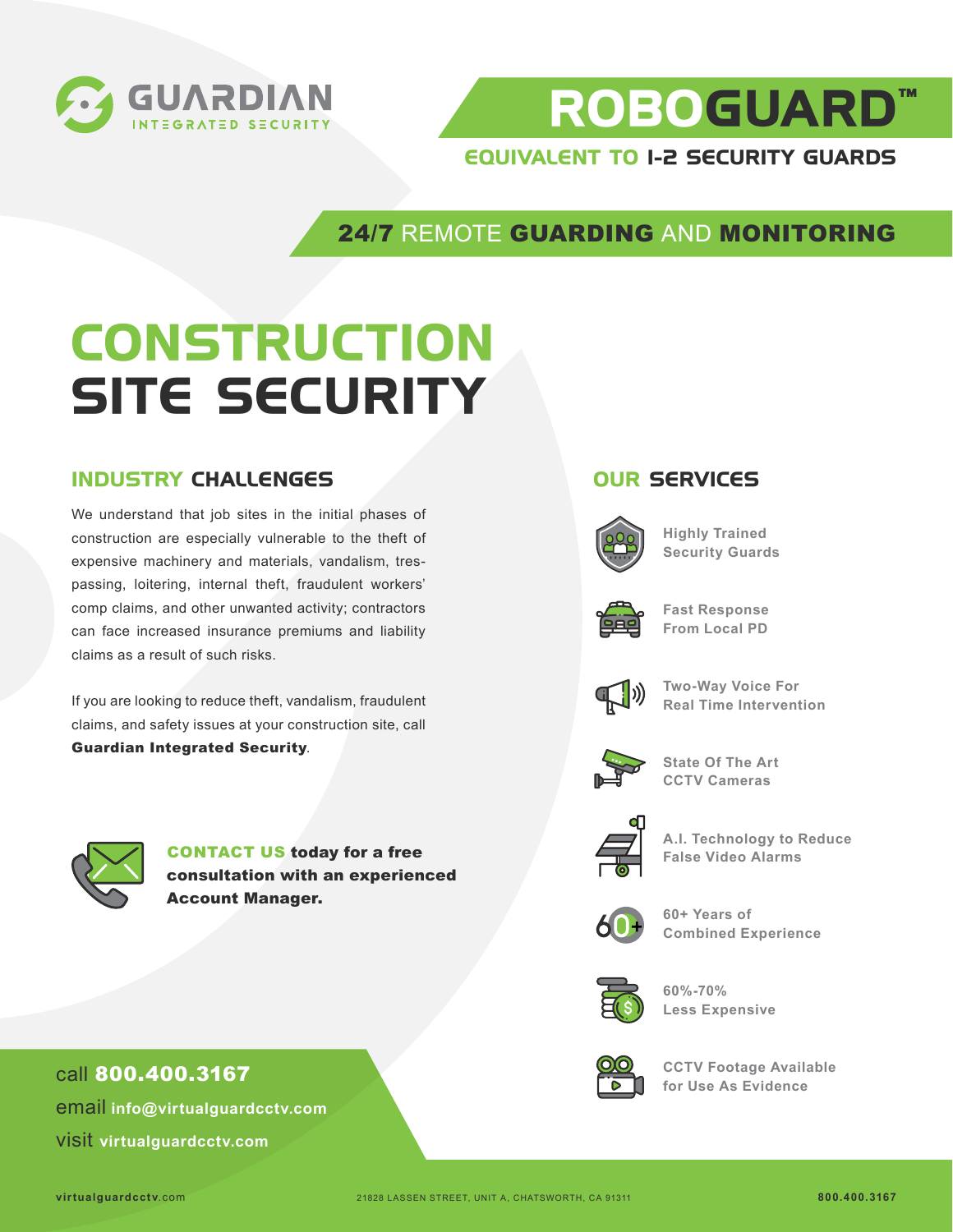GUARDIAN

INTEGRATED SECURITY

# ROBOGUARD™

EQUIVALENT TO 1-2 SECURITY GUARDS

## 24/7 REMOTE GUARDING AND MONITORING

# CONSTRUCTION SITE SECURITY

## INDUSTRY CHALLENGES

We understand that job sites in the initial phases of construction are especially vulnerable to the theft of expensive machinery and materials, vandalism, trespassing, loitering, internal theft, fraudulent workers' comp claims, and other unwanted activity; contractors can face increased insurance premiums and liability claims as a result of such risks.

If you are looking to reduce theft, vandalism, fraudulent claims, and safety issues at your construction site, call **Guardian Integrated Security**.

**CONTACT US today for a free consultation with an experienced Account Manager.**

## OUR SERVICES

- Highly Trained Security Guards
- Fast Response From Local PD
- Two-Way Voice For Real Time Intervention
- State Of The Art CCTV Cameras
- A.I. Technology to Reduce False Video Alarms
- 60+ Years of Combined Experience
- 60%-70% Less Expensive
- CCTV Footage Available for Use As Evidence

call **800.400.3167**

email **info@virtualguardcctv.com**

visit **virtualguardcctv.com**

virtualguardcctv.com

21828 LASSEN STREET, UNIT A, CHATSWORTH, CA 91311

800.400.3167